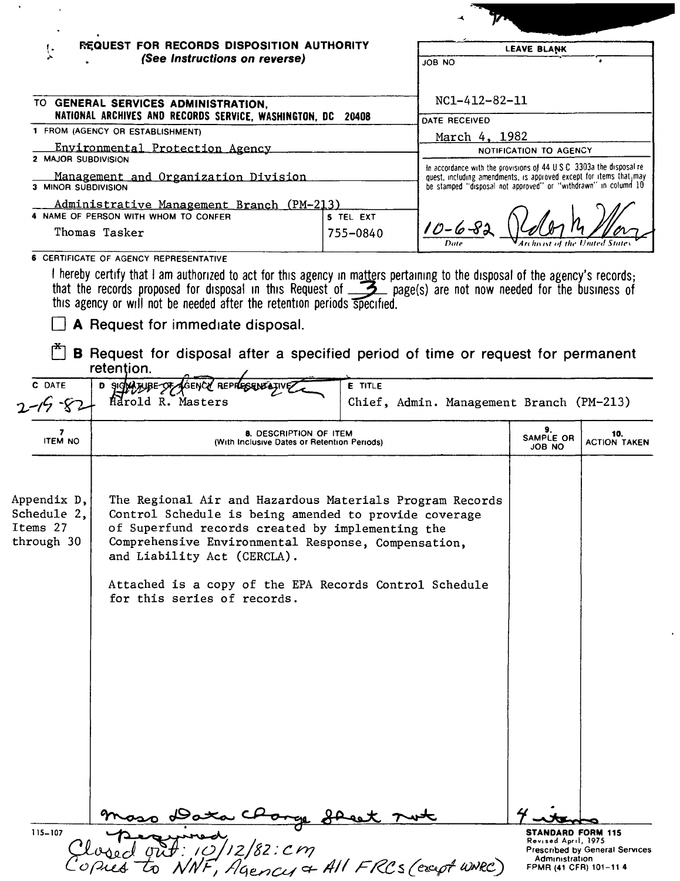# REQUEST FOR RECORDS DISPOSITION AUTHORITY
*(See Instructions on reverse)*

| LEAVE BLANK |
|---|
| JOB NO |
| NC1-412-82-11 |
| DATE RECEIVED |
| March 4, 1982 |
| NOTIFICATION TO AGENCY |
| In accordance with the provisions of 44 U S C 3303a the disposal request, including amendments, is approved except for items that may be stamped "disposal not approved" or "withdrawn" in column 10 |
| 10-6-82 — Date; [signature] — Archivist of the United States |

TO **GENERAL SERVICES ADMINISTRATION, NATIONAL ARCHIVES AND RECORDS SERVICE, WASHINGTON, DC 20408**

1 FROM (AGENCY OR ESTABLISHMENT)
Environmental Protection Agency

2 MAJOR SUBDIVISION
Management and Organization Division

3 MINOR SUBDIVISION
Administrative Management Branch (PM-213)

4 NAME OF PERSON WITH WHOM TO CONFER
Thomas Tasker

5 TEL EXT
755-0840

6 CERTIFICATE OF AGENCY REPRESENTATIVE

I hereby certify that I am authorized to act for this agency in matters pertaining to the disposal of the agency's records; that the records proposed for disposal in this Request of 3 page(s) are not now needed for the business of this agency or will not be needed after the retention periods specified.

☐ **A** Request for immediate disposal.

☒ **B** Request for disposal after a specified period of time or request for permanent retention.

| C DATE | D SIGNATURE OF AGENCY REPRESENTATIVE | E TITLE |
|---|---|---|
| 2-19-82 | Harold R. Masters | Chief, Admin. Management Branch (PM-213) |

| 7. ITEM NO | 8. DESCRIPTION OF ITEM (With Inclusive Dates or Retention Periods) | 9. SAMPLE OR JOB NO | 10. ACTION TAKEN |
|---|---|---|---|
| Appendix D, Schedule 2, Items 27 through 30 | The Regional Air and Hazardous Materials Program Records Control Schedule is being amended to provide coverage of Superfund records created by implementing the Comprehensive Environmental Response, Compensation, and Liability Act (CERCLA).<br><br>Attached is a copy of the EPA Records Control Schedule for this series of records. | | |
| | Mass Data Change Sheet not required | 4 items | |

Closed out: 10/12/82: cm
Copies to NNF, Agency & All FRCs (except WNRC)

115-107

**STANDARD FORM 115**
Revised April, 1975
Prescribed by General Services Administration
FPMR (41 CFR) 101-11 4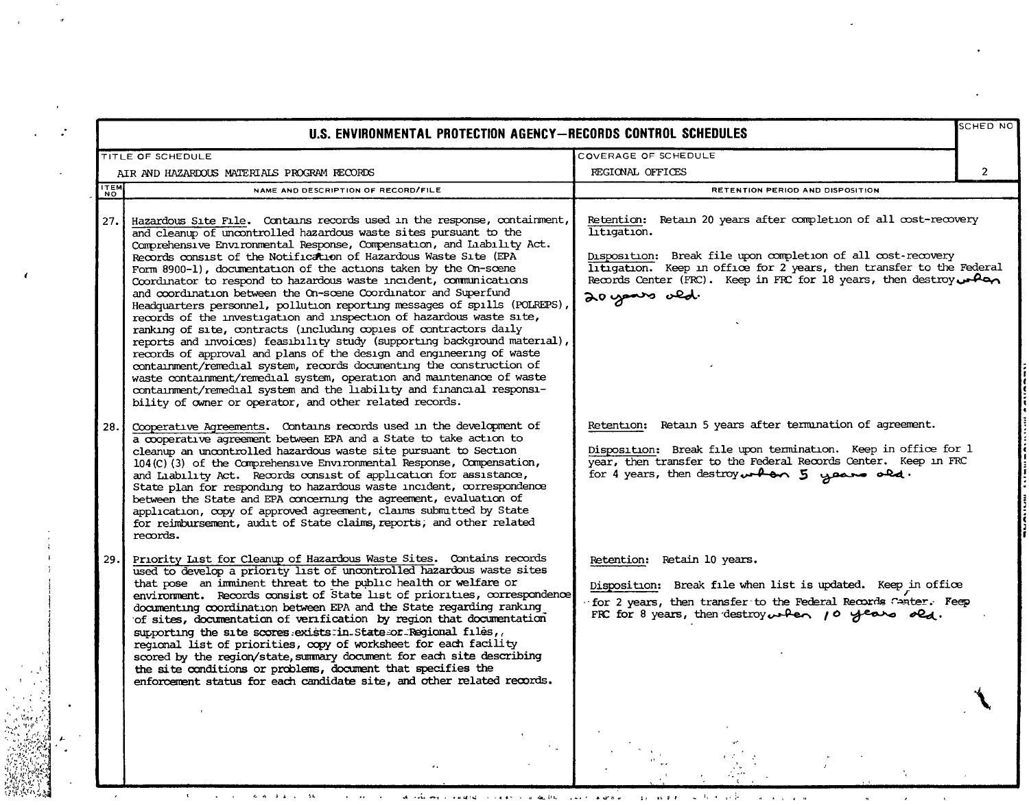# U.S. ENVIRONMENTAL PROTECTION AGENCY—RECORDS CONTROL SCHEDULES

| TITLE OF SCHEDULE | COVERAGE OF SCHEDULE | SCHED NO |
|---|---|---|
| AIR AND HAZARDOUS MATERIALS PROGRAM RECORDS | REGIONAL OFFICES | 2 |

| ITEM NO | NAME AND DESCRIPTION OF RECORD/FILE | RETENTION PERIOD AND DISPOSITION |
|---|---|---|
| 27. | Hazardous Site File. Contains records used in the response, containment, and cleanup of uncontrolled hazardous waste sites pursuant to the Comprehensive Environmental Response, Compensation, and Liability Act. Records consist of the Notification of Hazardous Waste Site (EPA Form 8900-1), documentation of the actions taken by the On-scene Coordinator to respond to hazardous waste incident, communications and coordination between the On-scene Coordinator and Superfund Headquarters personnel, pollution reporting messages of spills (POLREPS), records of the investigation and inspection of hazardous waste site, ranking of site, contracts (including copies of contractors daily reports and invoices) feasibility study (supporting background material), records of approval and plans of the design and engineering of waste containment/remedial system, records documenting the construction of waste containment/remedial system, operation and maintenance of waste containment/remedial system and the liability and financial responsibility of owner or operator, and other related records. | Retention: Retain 20 years after completion of all cost-recovery litigation.<br><br>Disposition: Break file upon completion of all cost-recovery litigation. Keep in office for 2 years, then transfer to the Federal Records Center (FRC). Keep in FRC for 18 years, then destroy when 20 years old. |
| 28. | Cooperative Agreements. Contains records used in the development of a cooperative agreement between EPA and a State to take action to cleanup an uncontrolled hazardous waste site pursuant to Section 104(C)(3) of the Comprehensive Environmental Response, Compensation, and Liability Act. Records consist of application for assistance, State plan for responding to hazardous waste incident, correspondence between the State and EPA concerning the agreement, evaluation of application, copy of approved agreement, claims submitted by State for reimbursement, audit of State claims, reports, and other related records. | Retention: Retain 5 years after termination of agreement.<br><br>Disposition: Break file upon termination. Keep in office for 1 year, then transfer to the Federal Records Center. Keep in FRC for 4 years, then destroy when 5 years old. |
| 29. | Priority List for Cleanup of Hazardous Waste Sites. Contains records used to develop a priority list of uncontrolled hazardous waste sites that pose an imminent threat to the public health or welfare or environment. Records consist of State list of priorities, correspondence documenting coordination between EPA and the State regarding ranking of sites, documentation of verification by region that documentation supporting the site scores exists in State or Regional files, regional list of priorities, copy of worksheet for each facility scored by the region/state, summary document for each site describing the site conditions or problems, document that specifies the enforcement status for each candidate site, and other related records. | Retention: Retain 10 years.<br><br>Disposition: Break file when list is updated. Keep in office for 2 years, then transfer to the Federal Records Center. Keep FRC for 8 years, then destroy when 10 years old. |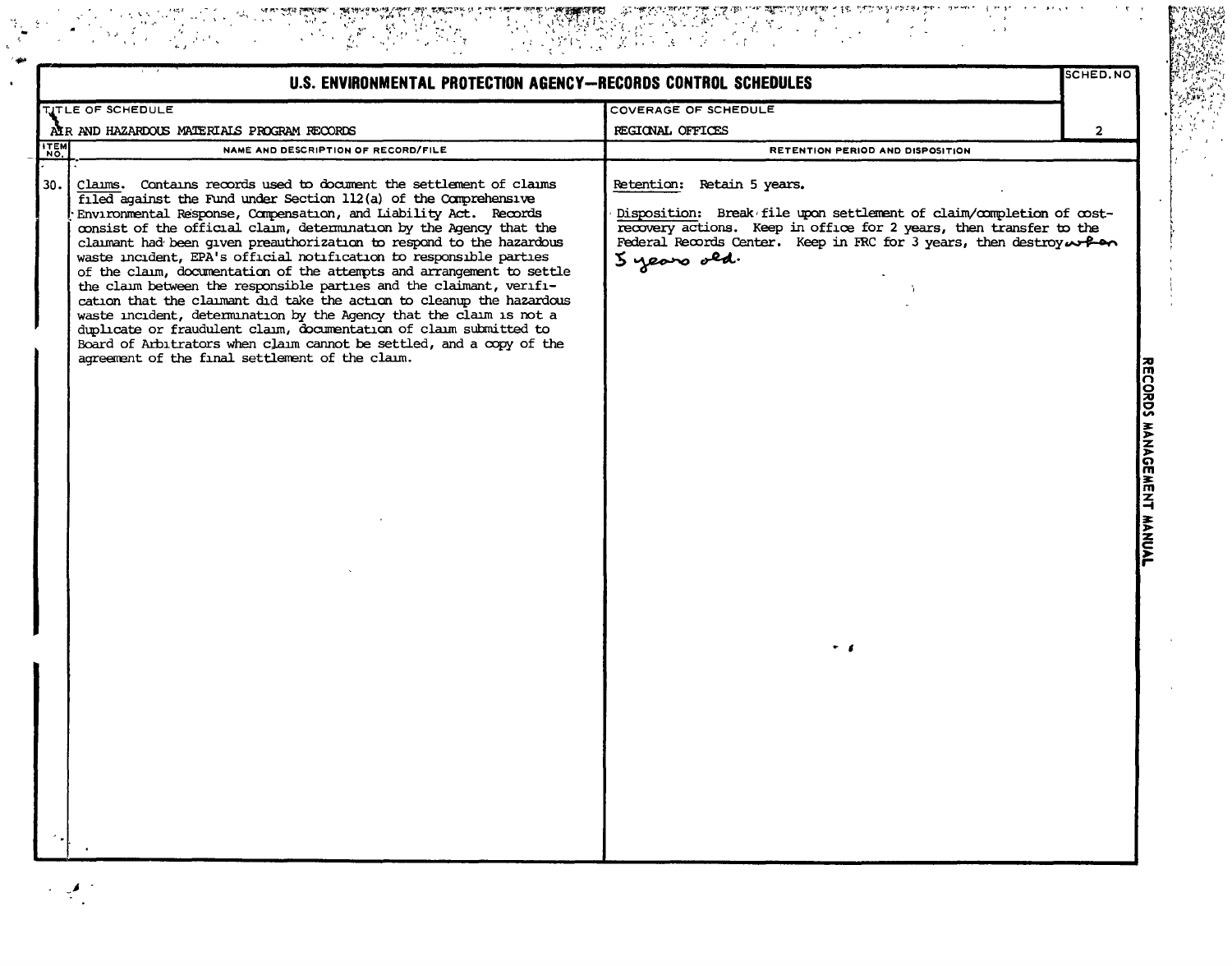# U.S. ENVIRONMENTAL PROTECTION AGENCY—RECORDS CONTROL SCHEDULES

| TITLE OF SCHEDULE | COVERAGE OF SCHEDULE | SCHED. NO |
|---|---|---|
| AIR AND HAZARDOUS MATERIALS PROGRAM RECORDS | REGIONAL OFFICES | 2 |

| ITEM NO. | NAME AND DESCRIPTION OF RECORD/FILE | RETENTION PERIOD AND DISPOSITION |
|---|---|---|
| 30. | Claims. Contains records used to document the settlement of claims filed against the Fund under Section 112(a) of the Comprehensive Environmental Response, Compensation, and Liability Act. Records consist of the official claim, determination by the Agency that the claimant had been given preauthorization to respond to the hazardous waste incident, EPA's official notification to responsible parties of the claim, documentation of the attempts and arrangement to settle the claim between the responsible parties and the claimant, verification that the claimant did take the action to cleanup the hazardous waste incident, determination by the Agency that the claim is not a duplicate or fraudulent claim, documentation of claim submitted to Board of Arbitrators when claim cannot be settled, and a copy of the agreement of the final settlement of the claim. | Retention: Retain 5 years.<br><br>Disposition: Break file upon settlement of claim/completion of cost-recovery actions. Keep in office for 2 years, then transfer to the Federal Records Center. Keep in FRC for 3 years, then destroy when 5 years old. |

RECORDS MANAGEMENT MANUAL